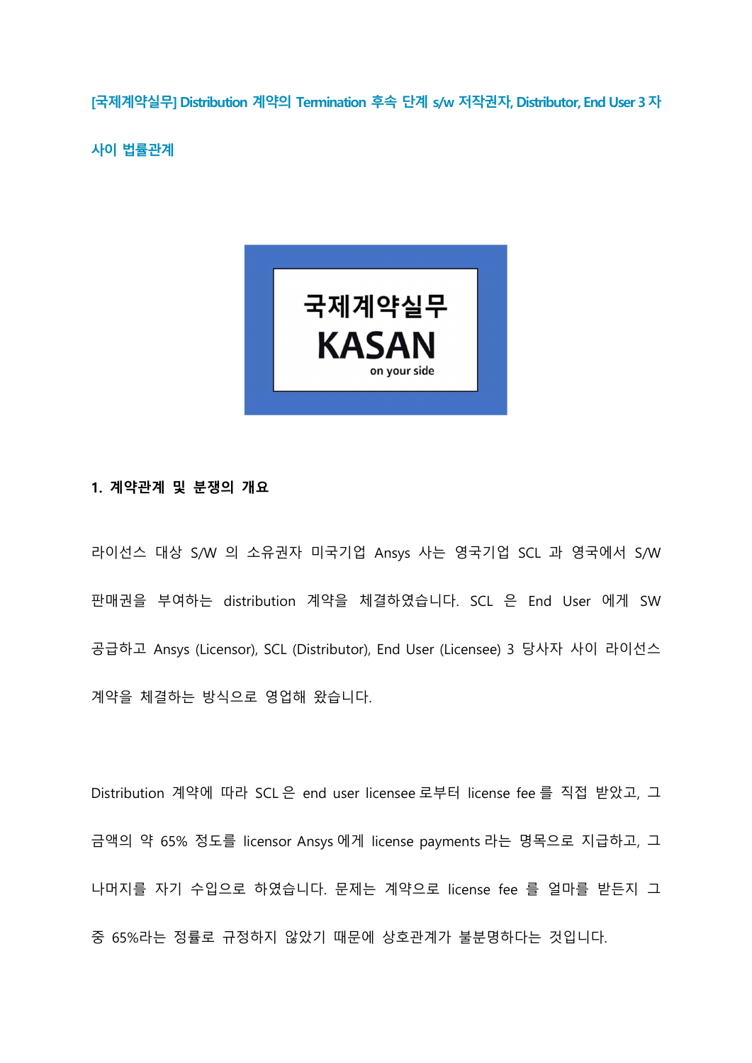# [국제계약실무] Distribution 계약의 Termination 후속 단계 s/w 저작권자, Distributor, End User 3 자 사이 법률관계

국제계약실무

KASAN

on your side

## 1. 계약관계 및 분쟁의 개요

라이선스 대상 S/W 의 소유권자 미국기업 Ansys 사는 영국기업 SCL 과 영국에서 S/W 판매권을 부여하는 distribution 계약을 체결하였습니다. SCL 은 End User 에게 SW 공급하고 Ansys (Licensor), SCL (Distributor), End User (Licensee) 3 당사자 사이 라이선스 계약을 체결하는 방식으로 영업해 왔습니다.

Distribution 계약에 따라 SCL 은 end user licensee 로부터 license fee 를 직접 받았고, 그 금액의 약 65% 정도를 licensor Ansys 에게 license payments 라는 명목으로 지급하고, 그 나머지를 자기 수입으로 하였습니다. 문제는 계약으로 license fee 를 얼마를 받든지 그 중 65%라는 정률로 규정하지 않았기 때문에 상호관계가 불분명하다는 것입니다.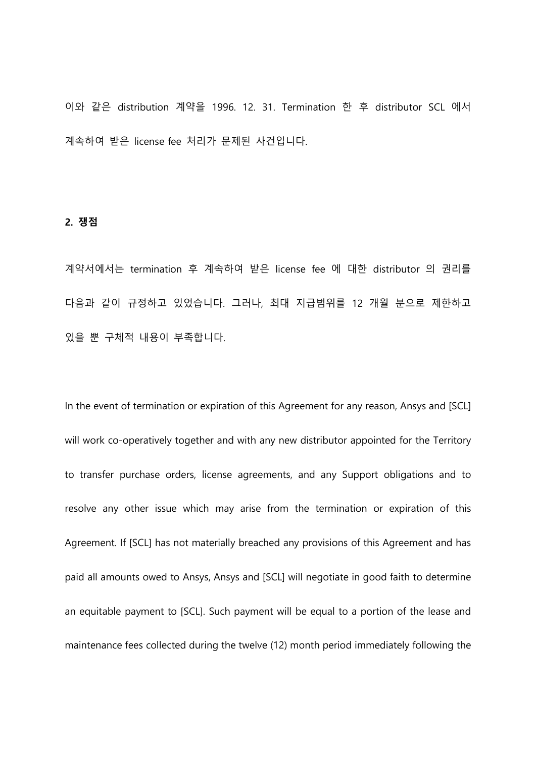이와 같은 distribution 계약을 1996. 12. 31. Termination 한 후 distributor SCL 에서 계속하여 받은 license fee 처리가 문제된 사건입니다.

**2. 쟁점**

계약서에서는 termination 후 계속하여 받은 license fee 에 대한 distributor 의 권리를 다음과 같이 규정하고 있었습니다. 그러나, 최대 지급범위를 12 개월 분으로 제한하고 있을 뿐 구체적 내용이 부족합니다.

In the event of termination or expiration of this Agreement for any reason, Ansys and [SCL] will work co-operatively together and with any new distributor appointed for the Territory to transfer purchase orders, license agreements, and any Support obligations and to resolve any other issue which may arise from the termination or expiration of this Agreement. If [SCL] has not materially breached any provisions of this Agreement and has paid all amounts owed to Ansys, Ansys and [SCL] will negotiate in good faith to determine an equitable payment to [SCL]. Such payment will be equal to a portion of the lease and maintenance fees collected during the twelve (12) month period immediately following the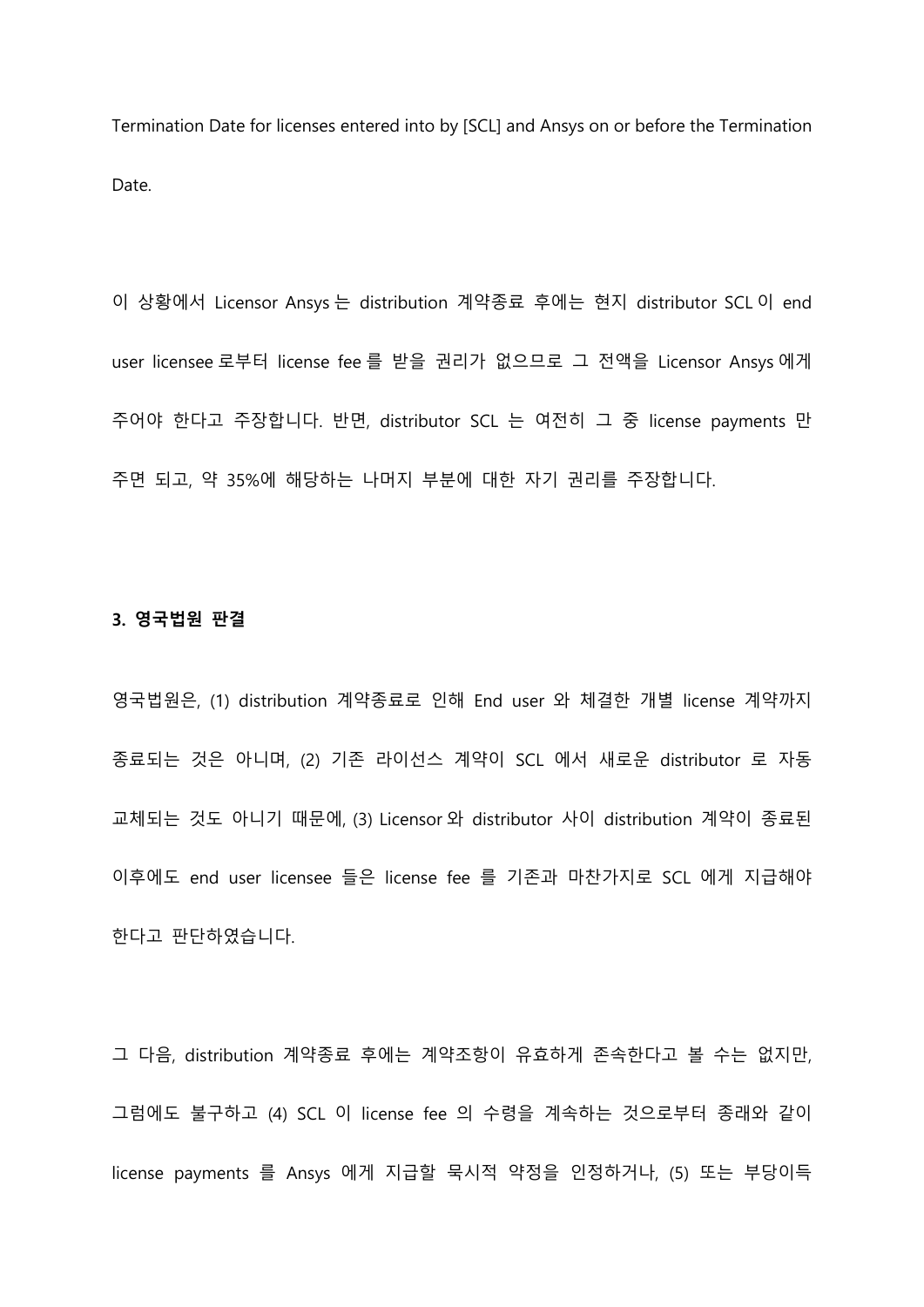Termination Date for licenses entered into by [SCL] and Ansys on or before the Termination Date.

이 상황에서 Licensor Ansys 는 distribution 계약종료 후에는 현지 distributor SCL 이 end user licensee 로부터 license fee 를 받을 권리가 없으므로 그 전액을 Licensor Ansys 에게 주어야 한다고 주장합니다. 반면, distributor SCL 는 여전히 그 중 license payments 만 주면 되고, 약 35%에 해당하는 나머지 부분에 대한 자기 권리를 주장합니다.

**3. 영국법원 판결**

영국법원은, (1) distribution 계약종료로 인해 End user 와 체결한 개별 license 계약까지 종료되는 것은 아니며, (2) 기존 라이선스 계약이 SCL 에서 새로운 distributor 로 자동 교체되는 것도 아니기 때문에, (3) Licensor 와 distributor 사이 distribution 계약이 종료된 이후에도 end user licensee 들은 license fee 를 기존과 마찬가지로 SCL 에게 지급해야 한다고 판단하였습니다.

그 다음, distribution 계약종료 후에는 계약조항이 유효하게 존속한다고 볼 수는 없지만, 그럼에도 불구하고 (4) SCL 이 license fee 의 수령을 계속하는 것으로부터 종래와 같이 license payments 를 Ansys 에게 지급할 묵시적 약정을 인정하거나, (5) 또는 부당이득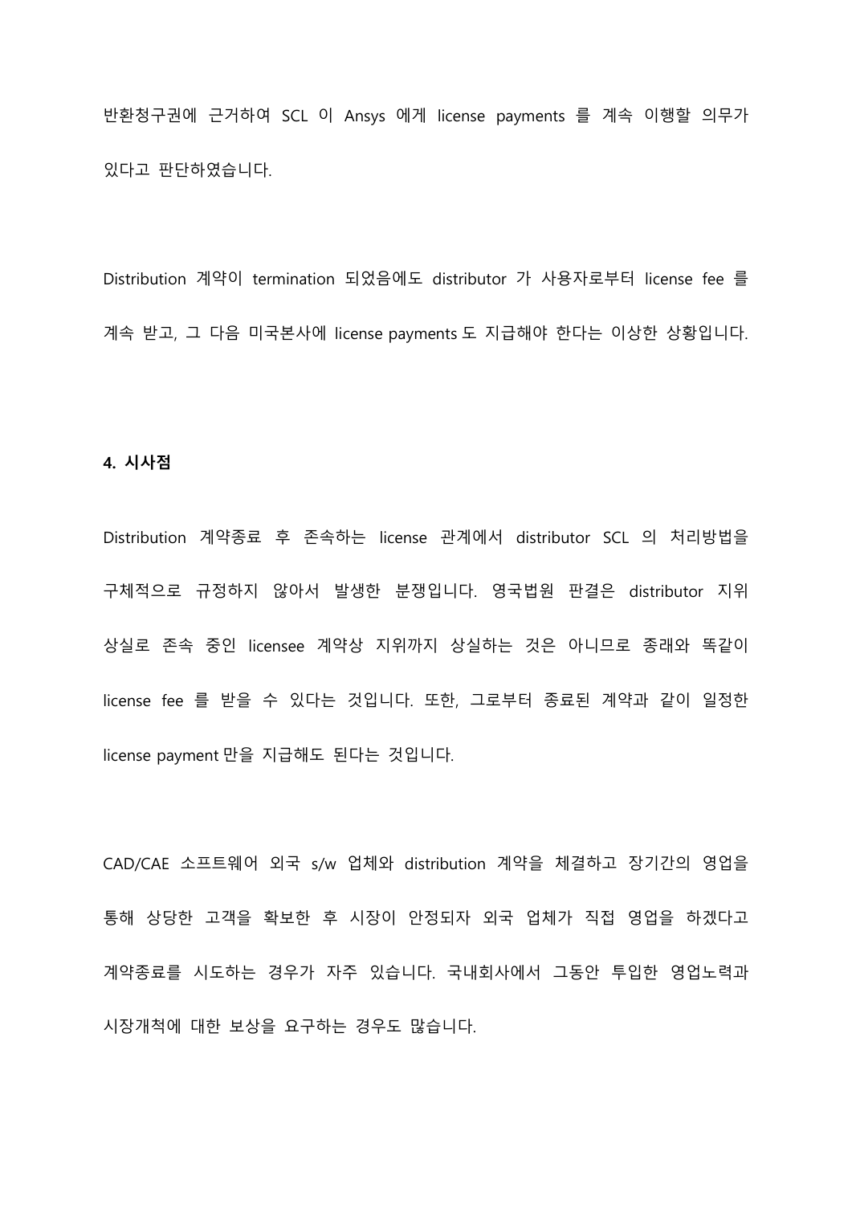반환청구권에 근거하여 SCL 이 Ansys 에게 license payments 를 계속 이행할 의무가 있다고 판단하였습니다.

Distribution 계약이 termination 되었음에도 distributor 가 사용자로부터 license fee 를 계속 받고, 그 다음 미국본사에 license payments 도 지급해야 한다는 이상한 상황입니다.

**4. 시사점**

Distribution 계약종료 후 존속하는 license 관계에서 distributor SCL 의 처리방법을 구체적으로 규정하지 않아서 발생한 분쟁입니다. 영국법원 판결은 distributor 지위 상실로 존속 중인 licensee 계약상 지위까지 상실하는 것은 아니므로 종래와 똑같이 license fee 를 받을 수 있다는 것입니다. 또한, 그로부터 종료된 계약과 같이 일정한 license payment 만을 지급해도 된다는 것입니다.

CAD/CAE 소프트웨어 외국 s/w 업체와 distribution 계약을 체결하고 장기간의 영업을 통해 상당한 고객을 확보한 후 시장이 안정되자 외국 업체가 직접 영업을 하겠다고 계약종료를 시도하는 경우가 자주 있습니다. 국내회사에서 그동안 투입한 영업노력과 시장개척에 대한 보상을 요구하는 경우도 많습니다.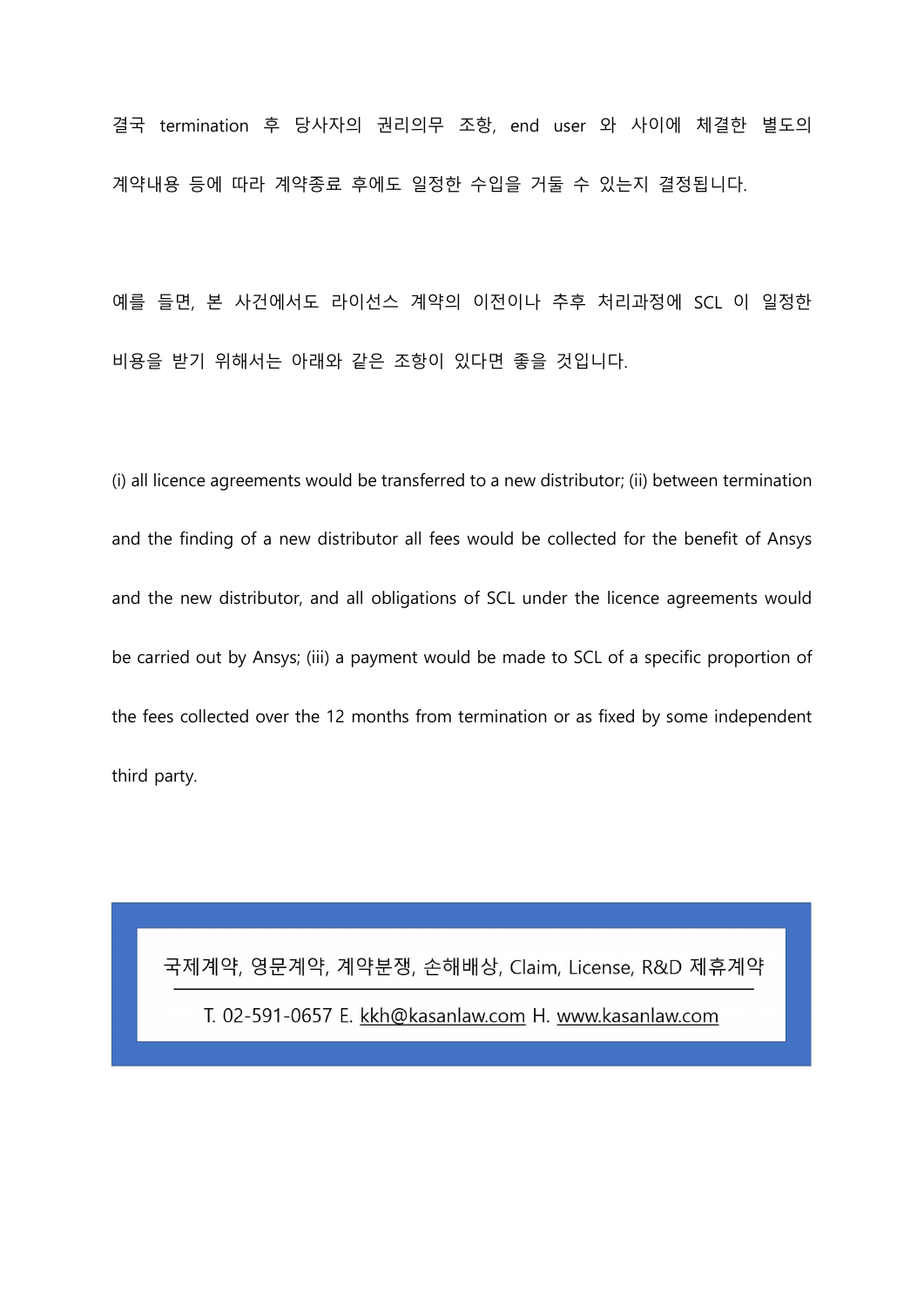결국 termination 후 당사자의 권리의무 조항, end user 와 사이에 체결한 별도의 계약내용 등에 따라 계약종료 후에도 일정한 수입을 거둘 수 있는지 결정됩니다.

예를 들면, 본 사건에서도 라이선스 계약의 이전이나 추후 처리과정에 SCL 이 일정한 비용을 받기 위해서는 아래와 같은 조항이 있다면 좋을 것입니다.

(i) all licence agreements would be transferred to a new distributor; (ii) between termination and the finding of a new distributor all fees would be collected for the benefit of Ansys and the new distributor, and all obligations of SCL under the licence agreements would be carried out by Ansys; (iii) a payment would be made to SCL of a specific proportion of the fees collected over the 12 months from termination or as fixed by some independent third party.

국제계약, 영문계약, 계약분쟁, 손해배상, Claim, License, R&D 제휴계약

T. 02-591-0657 E. kkh@kasanlaw.com H. www.kasanlaw.com